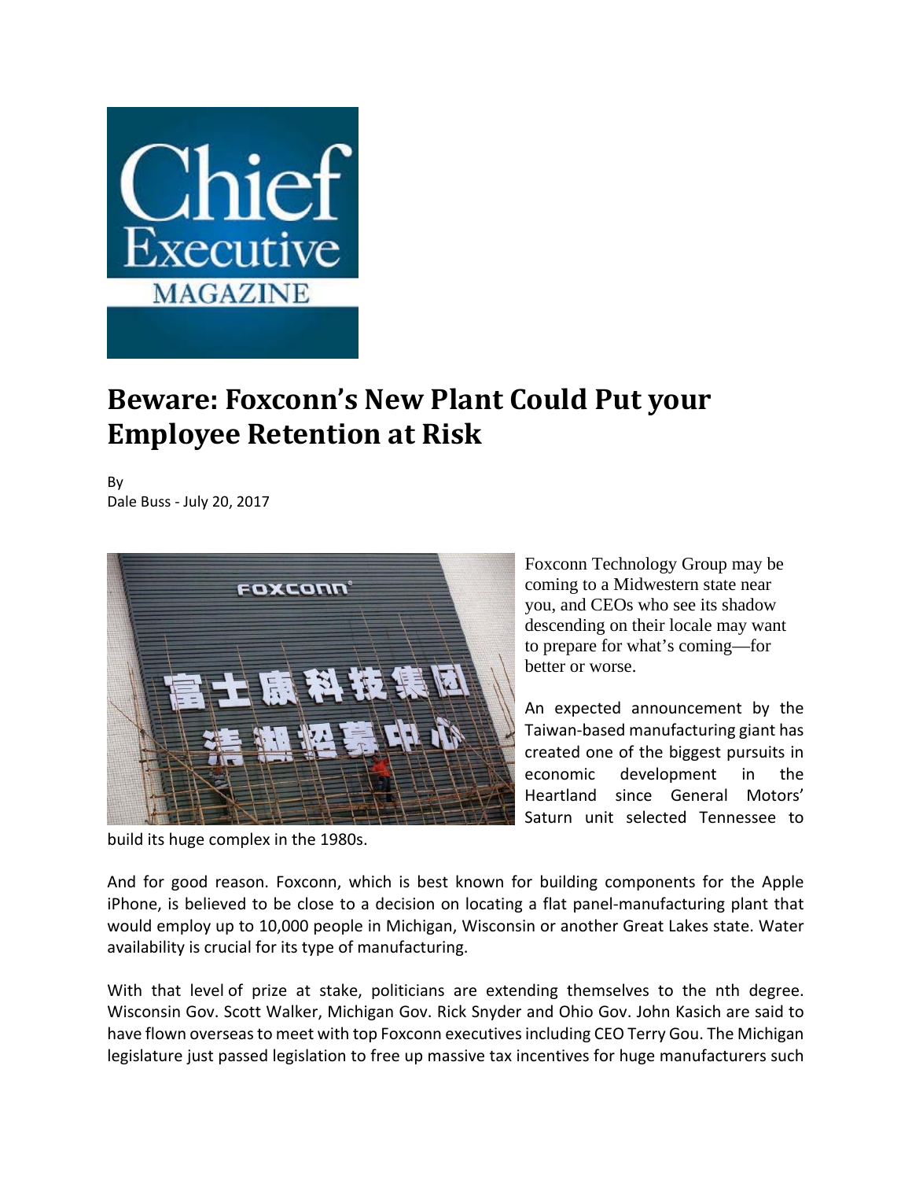# Beware: Foxconn's New Plant Could Put your Employee Retention at Risk

By
Dale Buss - July 20, 2017

Foxconn Technology Group may be coming to a Midwestern state near you, and CEOs who see its shadow descending on their locale may want to prepare for what's coming—for better or worse.

An expected announcement by the Taiwan-based manufacturing giant has created one of the biggest pursuits in economic development in the Heartland since General Motors' Saturn unit selected Tennessee to build its huge complex in the 1980s.

And for good reason. Foxconn, which is best known for building components for the Apple iPhone, is believed to be close to a decision on locating a flat panel-manufacturing plant that would employ up to 10,000 people in Michigan, Wisconsin or another Great Lakes state. Water availability is crucial for its type of manufacturing.

With that level of prize at stake, politicians are extending themselves to the nth degree. Wisconsin Gov. Scott Walker, Michigan Gov. Rick Snyder and Ohio Gov. John Kasich are said to have flown overseas to meet with top Foxconn executives including CEO Terry Gou. The Michigan legislature just passed legislation to free up massive tax incentives for huge manufacturers such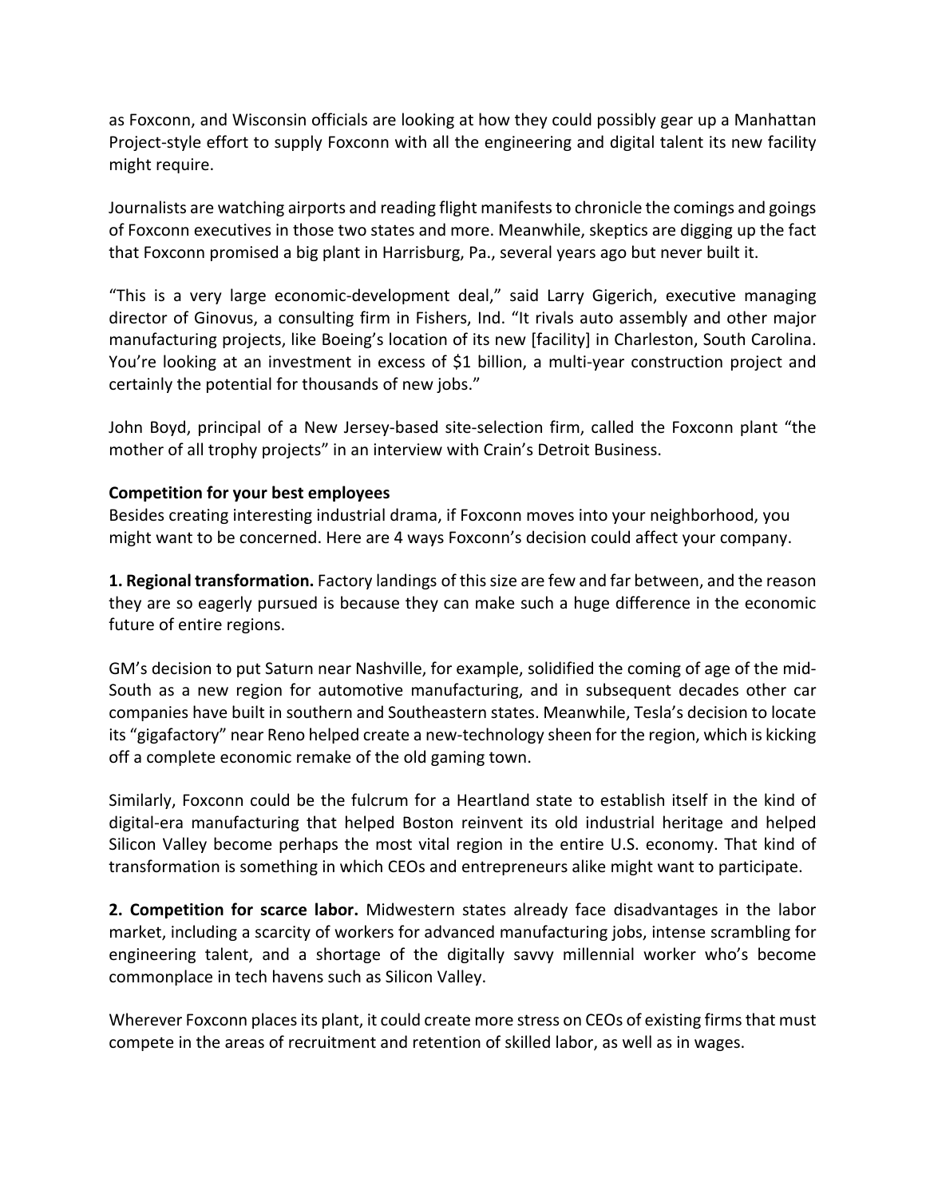as Foxconn, and Wisconsin officials are looking at how they could possibly gear up a Manhattan Project-style effort to supply Foxconn with all the engineering and digital talent its new facility might require.

Journalists are watching airports and reading flight manifests to chronicle the comings and goings of Foxconn executives in those two states and more. Meanwhile, skeptics are digging up the fact that Foxconn promised a big plant in Harrisburg, Pa., several years ago but never built it.

"This is a very large economic-development deal," said Larry Gigerich, executive managing director of Ginovus, a consulting firm in Fishers, Ind. "It rivals auto assembly and other major manufacturing projects, like Boeing's location of its new [facility] in Charleston, South Carolina. You're looking at an investment in excess of $1 billion, a multi-year construction project and certainly the potential for thousands of new jobs."

John Boyd, principal of a New Jersey-based site-selection firm, called the Foxconn plant "the mother of all trophy projects" in an interview with Crain's Detroit Business.

**Competition for your best employees**

Besides creating interesting industrial drama, if Foxconn moves into your neighborhood, you might want to be concerned. Here are 4 ways Foxconn's decision could affect your company.

**1. Regional transformation.** Factory landings of this size are few and far between, and the reason they are so eagerly pursued is because they can make such a huge difference in the economic future of entire regions.

GM's decision to put Saturn near Nashville, for example, solidified the coming of age of the mid-South as a new region for automotive manufacturing, and in subsequent decades other car companies have built in southern and Southeastern states. Meanwhile, Tesla's decision to locate its "gigafactory" near Reno helped create a new-technology sheen for the region, which is kicking off a complete economic remake of the old gaming town.

Similarly, Foxconn could be the fulcrum for a Heartland state to establish itself in the kind of digital-era manufacturing that helped Boston reinvent its old industrial heritage and helped Silicon Valley become perhaps the most vital region in the entire U.S. economy. That kind of transformation is something in which CEOs and entrepreneurs alike might want to participate.

**2. Competition for scarce labor.** Midwestern states already face disadvantages in the labor market, including a scarcity of workers for advanced manufacturing jobs, intense scrambling for engineering talent, and a shortage of the digitally savvy millennial worker who's become commonplace in tech havens such as Silicon Valley.

Wherever Foxconn places its plant, it could create more stress on CEOs of existing firms that must compete in the areas of recruitment and retention of skilled labor, as well as in wages.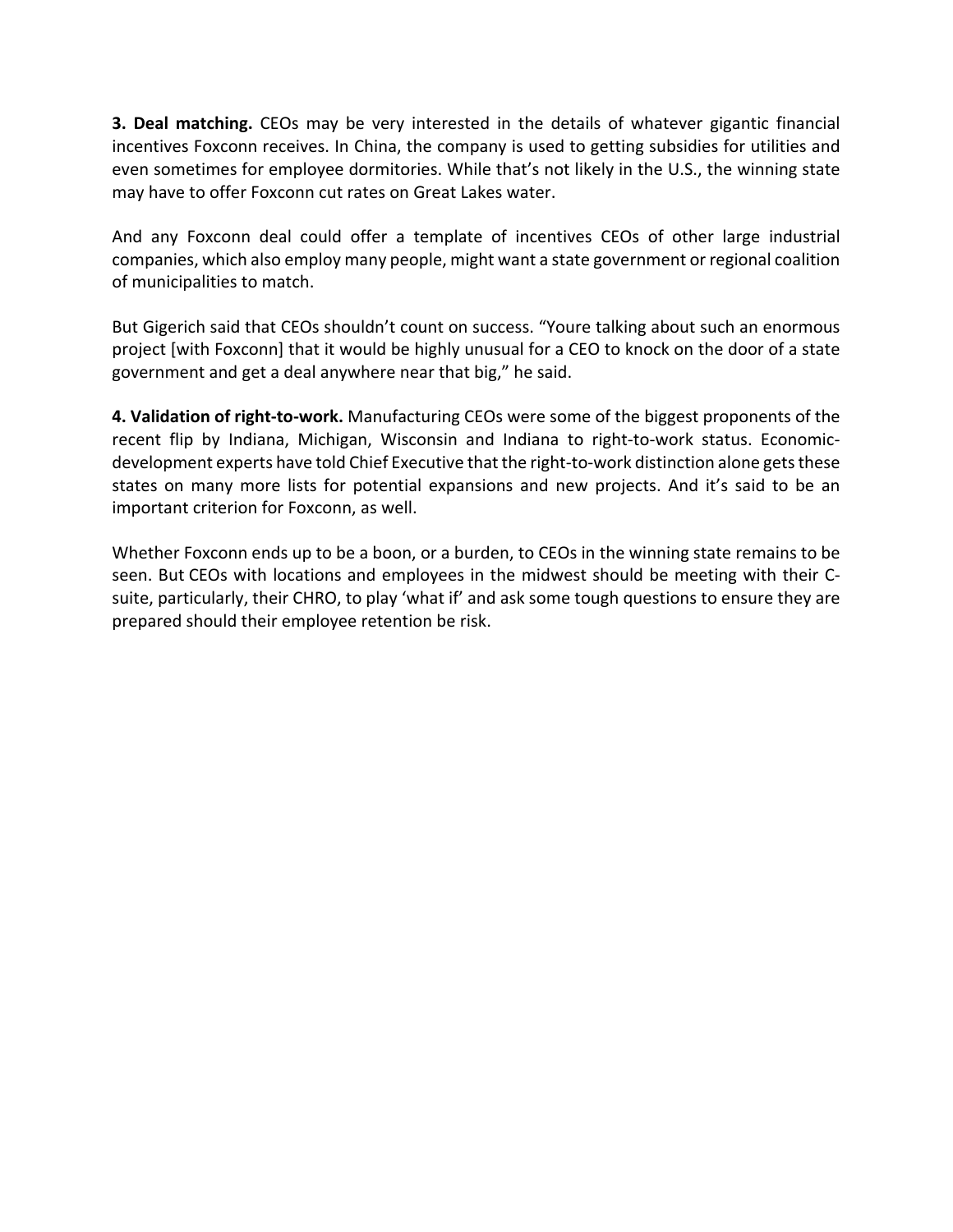**3. Deal matching.** CEOs may be very interested in the details of whatever gigantic financial incentives Foxconn receives. In China, the company is used to getting subsidies for utilities and even sometimes for employee dormitories. While that's not likely in the U.S., the winning state may have to offer Foxconn cut rates on Great Lakes water.

And any Foxconn deal could offer a template of incentives CEOs of other large industrial companies, which also employ many people, might want a state government or regional coalition of municipalities to match.

But Gigerich said that CEOs shouldn't count on success. "Youre talking about such an enormous project [with Foxconn] that it would be highly unusual for a CEO to knock on the door of a state government and get a deal anywhere near that big," he said.

**4. Validation of right-to-work.** Manufacturing CEOs were some of the biggest proponents of the recent flip by Indiana, Michigan, Wisconsin and Indiana to right-to-work status. Economic-development experts have told Chief Executive that the right-to-work distinction alone gets these states on many more lists for potential expansions and new projects. And it's said to be an important criterion for Foxconn, as well.

Whether Foxconn ends up to be a boon, or a burden, to CEOs in the winning state remains to be seen. But CEOs with locations and employees in the midwest should be meeting with their C-suite, particularly, their CHRO, to play 'what if' and ask some tough questions to ensure they are prepared should their employee retention be risk.